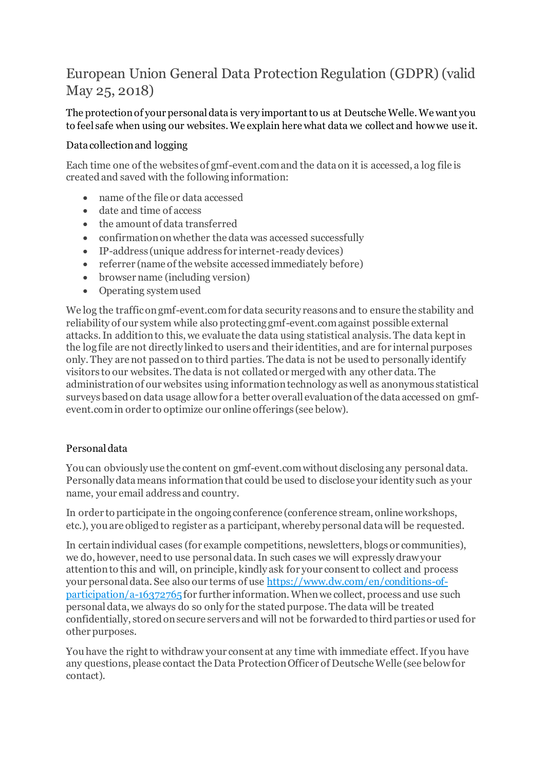# European Union General Data Protection Regulation (GDPR) (valid May 25, 2018)

The protection of your personal data is very important to us at Deutsche Welle. We want you to feel safe when using our websites. We explain here what data we collect and how we use it.

## Data collection and logging

Each time one of the websites of gmf-event.com and the data on it is accessed, a log file is created and saved with the following information:

- name of the file or data accessed
- date and time of access
- the amount of data transferred
- confirmation on whether the data was accessed successfully
- IP-address (unique address for internet-ready devices)
- referrer (name of the website accessed immediately before)
- browser name (including version)
- Operating system used

We log the traffic on gmf-event.com for data security reasons and to ensure the stability and reliability of our system while also protecting gmf-event.com against possible external attacks. In addition to this, we evaluate the data using statistical analysis. The data kept in the log file are not directly linked to users and their identities, and are for internal purposes only. They are not passed on to third parties. The data is not be used to personally identify visitors to our websites. The data is not collated or merged with any other data. The administration of our websites using information technology as well as anonymous statistical surveys based on data usage allow for a better overall evaluation of the data accessed on gmf-event.com in order to optimize our online offerings (see below).

## Personal data

You can obviously use the content on gmf-event.com without disclosing any personal data. Personally data means information that could be used to disclose your identity such as your name, your email address and country.

In order to participate in the ongoing conference (conference stream, online workshops, etc.), you are obliged to register as a participant, whereby personal data will be requested.

In certain individual cases (for example competitions, newsletters, blogs or communities), we do, however, need to use personal data. In such cases we will expressly draw your attention to this and will, on principle, kindly ask for your consent to collect and process your personal data. See also our terms of use [https://www.dw.com/en/conditions-of-participation/a-16372765](https://www.dw.com/en/conditions-of-participation/a-16372765) for further information. When we collect, process and use such personal data, we always do so only for the stated purpose. The data will be treated confidentially, stored on secure servers and will not be forwarded to third parties or used for other purposes.

You have the right to withdraw your consent at any time with immediate effect. If you have any questions, please contact the Data Protection Officer of Deutsche Welle (see below for contact).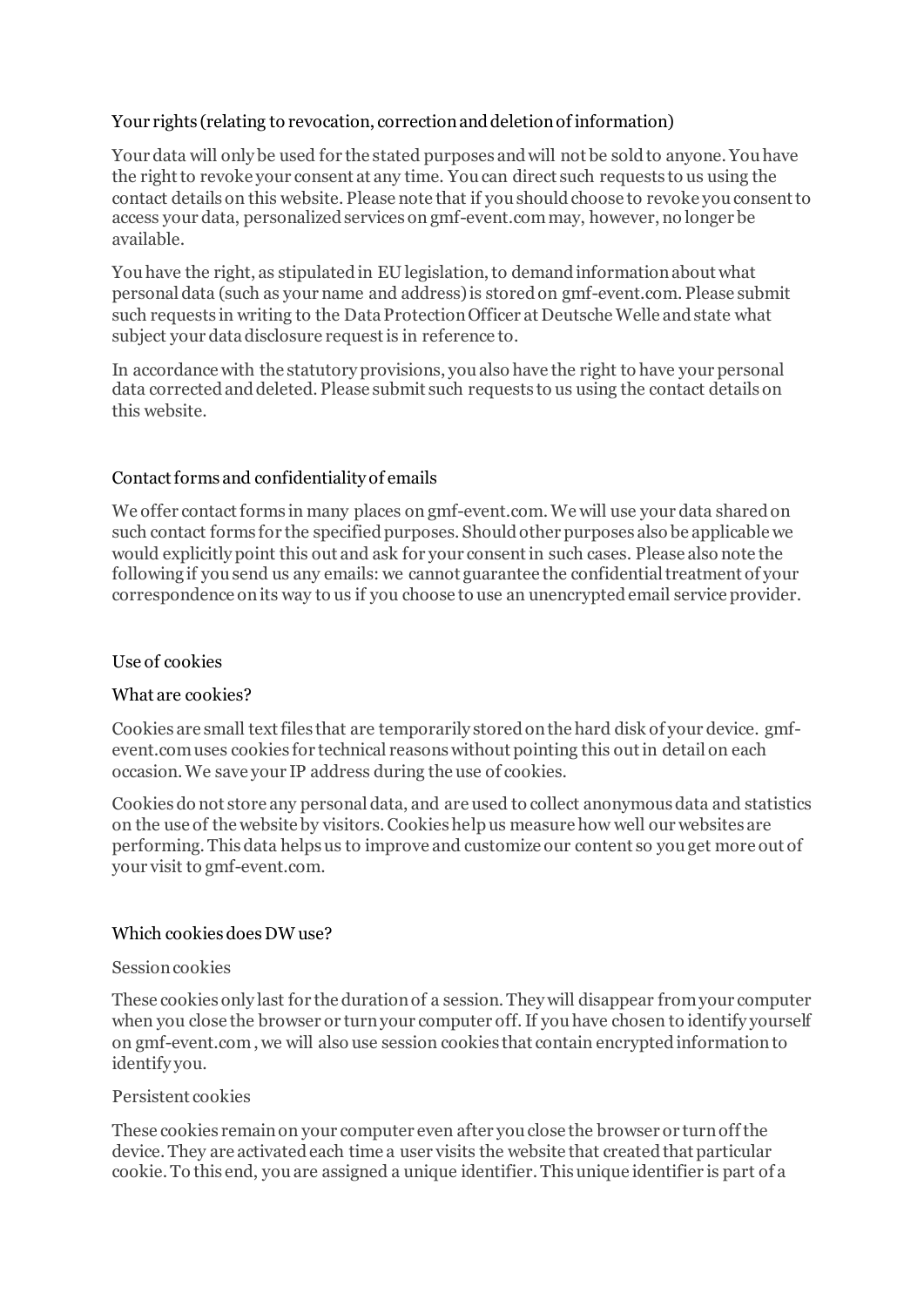## Your rights (relating to revocation, correction and deletion of information)

Your data will only be used for the stated purposes and will not be sold to anyone. You have the right to revoke your consent at any time. You can direct such requests to us using the contact details on this website. Please note that if you should choose to revoke you consent to access your data, personalized services on gmf-event.com may, however, no longer be available.

You have the right, as stipulated in EU legislation, to demand information about what personal data (such as your name and address) is stored on gmf-event.com. Please submit such requests in writing to the Data Protection Officer at Deutsche Welle and state what subject your data disclosure request is in reference to.

In accordance with the statutory provisions, you also have the right to have your personal data corrected and deleted. Please submit such requests to us using the contact details on this website.

## Contact forms and confidentiality of emails

We offer contact forms in many places on gmf-event.com. We will use your data shared on such contact forms for the specified purposes. Should other purposes also be applicable we would explicitly point this out and ask for your consent in such cases. Please also note the following if you send us any emails: we cannot guarantee the confidential treatment of your correspondence on its way to us if you choose to use an unencrypted email service provider.

## Use of cookies

### What are cookies?

Cookies are small text files that are temporarily stored on the hard disk of your device. gmf-event.com uses cookies for technical reasons without pointing this out in detail on each occasion. We save your IP address during the use of cookies.

Cookies do not store any personal data, and are used to collect anonymous data and statistics on the use of the website by visitors. Cookies help us measure how well our websites are performing. This data helps us to improve and customize our content so you get more out of your visit to gmf-event.com.

### Which cookies does DW use?

#### Session cookies

These cookies only last for the duration of a session. They will disappear from your computer when you close the browser or turn your computer off. If you have chosen to identify yourself on gmf-event.com , we will also use session cookies that contain encrypted information to identify you.

#### Persistent cookies

These cookies remain on your computer even after you close the browser or turn off the device. They are activated each time a user visits the website that created that particular cookie. To this end, you are assigned a unique identifier. This unique identifier is part of a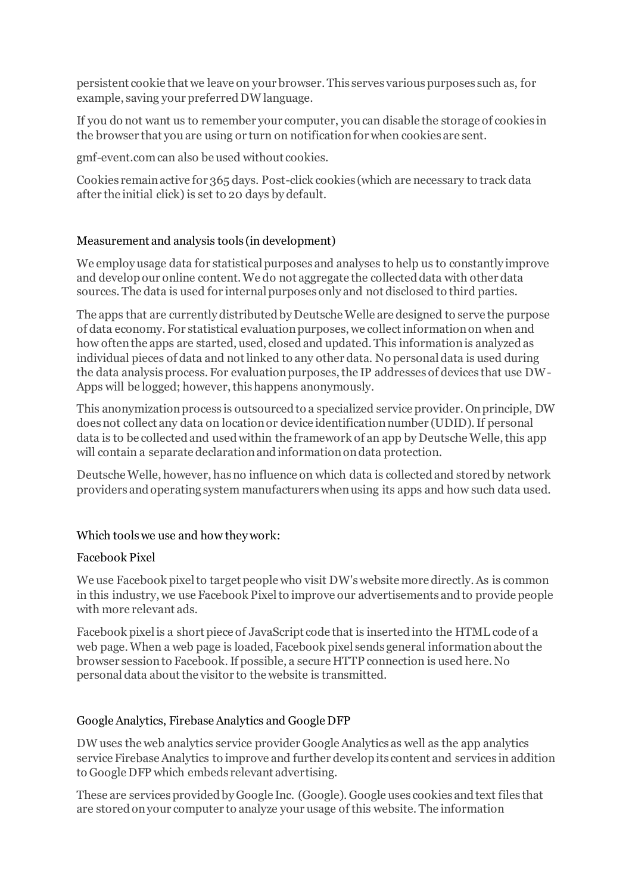persistent cookie that we leave on your browser. This serves various purposes such as, for example, saving your preferred DW language.

If you do not want us to remember your computer, you can disable the storage of cookies in the browser that you are using or turn on notification for when cookies are sent.

gmf-event.com can also be used without cookies.

Cookies remain active for 365 days. Post-click cookies (which are necessary to track data after the initial click) is set to 20 days by default.

### Measurement and analysis tools (in development)

We employ usage data for statistical purposes and analyses to help us to constantly improve and develop our online content. We do not aggregate the collected data with other data sources. The data is used for internal purposes only and not disclosed to third parties.

The apps that are currently distributed by Deutsche Welle are designed to serve the purpose of data economy. For statistical evaluation purposes, we collect information on when and how often the apps are started, used, closed and updated. This information is analyzed as individual pieces of data and not linked to any other data. No personal data is used during the data analysis process. For evaluation purposes, the IP addresses of devices that use DW-Apps will be logged; however, this happens anonymously.

This anonymization process is outsourced to a specialized service provider. On principle, DW does not collect any data on location or device identification number (UDID). If personal data is to be collected and used within the framework of an app by Deutsche Welle, this app will contain a separate declaration and information on data protection.

Deutsche Welle, however, has no influence on which data is collected and stored by network providers and operating system manufacturers when using its apps and how such data used.

### Which tools we use and how they work:

#### Facebook Pixel

We use Facebook pixel to target people who visit DW's website more directly. As is common in this industry, we use Facebook Pixel to improve our advertisements and to provide people with more relevant ads.

Facebook pixel is a short piece of JavaScript code that is inserted into the HTML code of a web page. When a web page is loaded, Facebook pixel sends general information about the browser session to Facebook. If possible, a secure HTTP connection is used here. No personal data about the visitor to the website is transmitted.

#### Google Analytics, Firebase Analytics and Google DFP

DW uses the web analytics service provider Google Analytics as well as the app analytics service Firebase Analytics to improve and further develop its content and services in addition to Google DFP which embeds relevant advertising.

These are services provided by Google Inc. (Google). Google uses cookies and text files that are stored on your computer to analyze your usage of this website. The information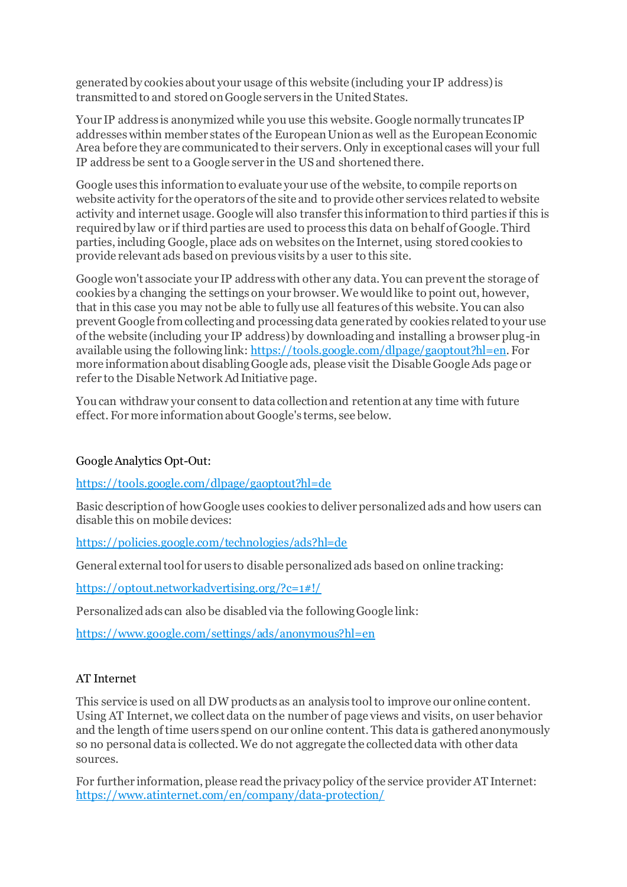generated by cookies about your usage of this website (including your IP address) is transmitted to and stored on Google servers in the United States.

Your IP address is anonymized while you use this website. Google normally truncates IP addresses within member states of the European Union as well as the European Economic Area before they are communicated to their servers. Only in exceptional cases will your full IP address be sent to a Google server in the US and shortened there.

Google uses this information to evaluate your use of the website, to compile reports on website activity for the operators of the site and to provide other services related to website activity and internet usage. Google will also transfer this information to third parties if this is required by law or if third parties are used to process this data on behalf of Google. Third parties, including Google, place ads on websites on the Internet, using stored cookies to provide relevant ads based on previous visits by a user to this site.

Google won't associate your IP address with other any data. You can prevent the storage of cookies by a changing the settings on your browser. We would like to point out, however, that in this case you may not be able to fully use all features of this website. You can also prevent Google from collecting and processing data generated by cookies related to your use of the website (including your IP address) by downloading and installing a browser plug-in available using the following link: https://tools.google.com/dlpage/gaoptout?hl=en. For more information about disabling Google ads, please visit the Disable Google Ads page or refer to the Disable Network Ad Initiative page.

You can withdraw your consent to data collection and retention at any time with future effect. For more information about Google's terms, see below.

Google Analytics Opt-Out:

https://tools.google.com/dlpage/gaoptout?hl=de

Basic description of how Google uses cookies to deliver personalized ads and how users can disable this on mobile devices:

https://policies.google.com/technologies/ads?hl=de

General external tool for users to disable personalized ads based on online tracking:

https://optout.networkadvertising.org/?c=1#!/

Personalized ads can also be disabled via the following Google link:

https://www.google.com/settings/ads/anonymous?hl=en

## AT Internet

This service is used on all DW products as an analysis tool to improve our online content. Using AT Internet, we collect data on the number of page views and visits, on user behavior and the length of time users spend on our online content. This data is gathered anonymously so no personal data is collected. We do not aggregate the collected data with other data sources.

For further information, please read the privacy policy of the service provider AT Internet: https://www.atinternet.com/en/company/data-protection/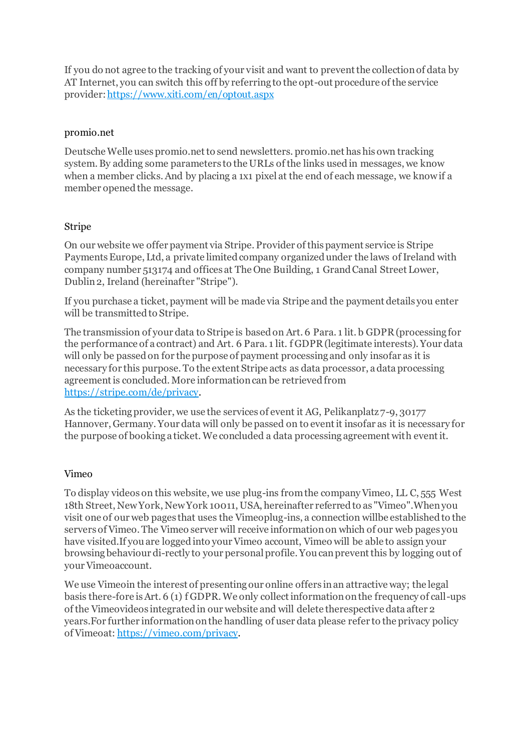If you do not agree to the tracking of your visit and want to prevent the collection of data by AT Internet, you can switch this off by referring to the opt-out procedure of the service provider: https://www.xiti.com/en/optout.aspx

## promio.net

Deutsche Welle uses promio.net to send newsletters. promio.net has his own tracking system. By adding some parameters to the URLs of the links used in messages, we know when a member clicks. And by placing a 1x1 pixel at the end of each message, we know if a member opened the message.

## Stripe

On our website we offer payment via Stripe. Provider of this payment service is Stripe Payments Europe, Ltd, a private limited company organized under the laws of Ireland with company number 513174 and offices at The One Building, 1 Grand Canal Street Lower, Dublin 2, Ireland (hereinafter "Stripe").

If you purchase a ticket, payment will be made via Stripe and the payment details you enter will be transmitted to Stripe.

The transmission of your data to Stripe is based on Art. 6 Para. 1 lit. b GDPR (processing for the performance of a contract) and Art. 6 Para. 1 lit. f GDPR (legitimate interests). Your data will only be passed on for the purpose of payment processing and only insofar as it is necessary for this purpose. To the extent Stripe acts as data processor, a data processing agreement is concluded. More information can be retrieved from https://stripe.com/de/privacy.

As the ticketing provider, we use the services of event it AG, Pelikanplatz 7-9, 30177 Hannover, Germany. Your data will only be passed on to event it insofar as it is necessary for the purpose of booking a ticket. We concluded a data processing agreement with event it.

## Vimeo

To display videos on this website, we use plug-ins from the company Vimeo, LL C, 555 West 18th Street, New York, New York 10011, USA, hereinafter referred to as "Vimeo". When you visit one of our web pages that uses the Vimeoplug-ins, a connection willbe established to the servers of Vimeo. The Vimeo server will receive information on which of our web pages you have visited.If you are logged into your Vimeo account, Vimeo will be able to assign your browsing behaviour di-rectly to your personal profile. You can prevent this by logging out of your Vimeoaccount.

We use Vimeoin the interest of presenting our online offers in an attractive way; the legal basis there-fore is Art. 6 (1) f GDPR. We only collect information on the frequency of call-ups of the Vimeovideos integrated in our website and will delete therespective data after 2 years.For further information on the handling of user data please refer to the privacy policy of Vimeoat: https://vimeo.com/privacy.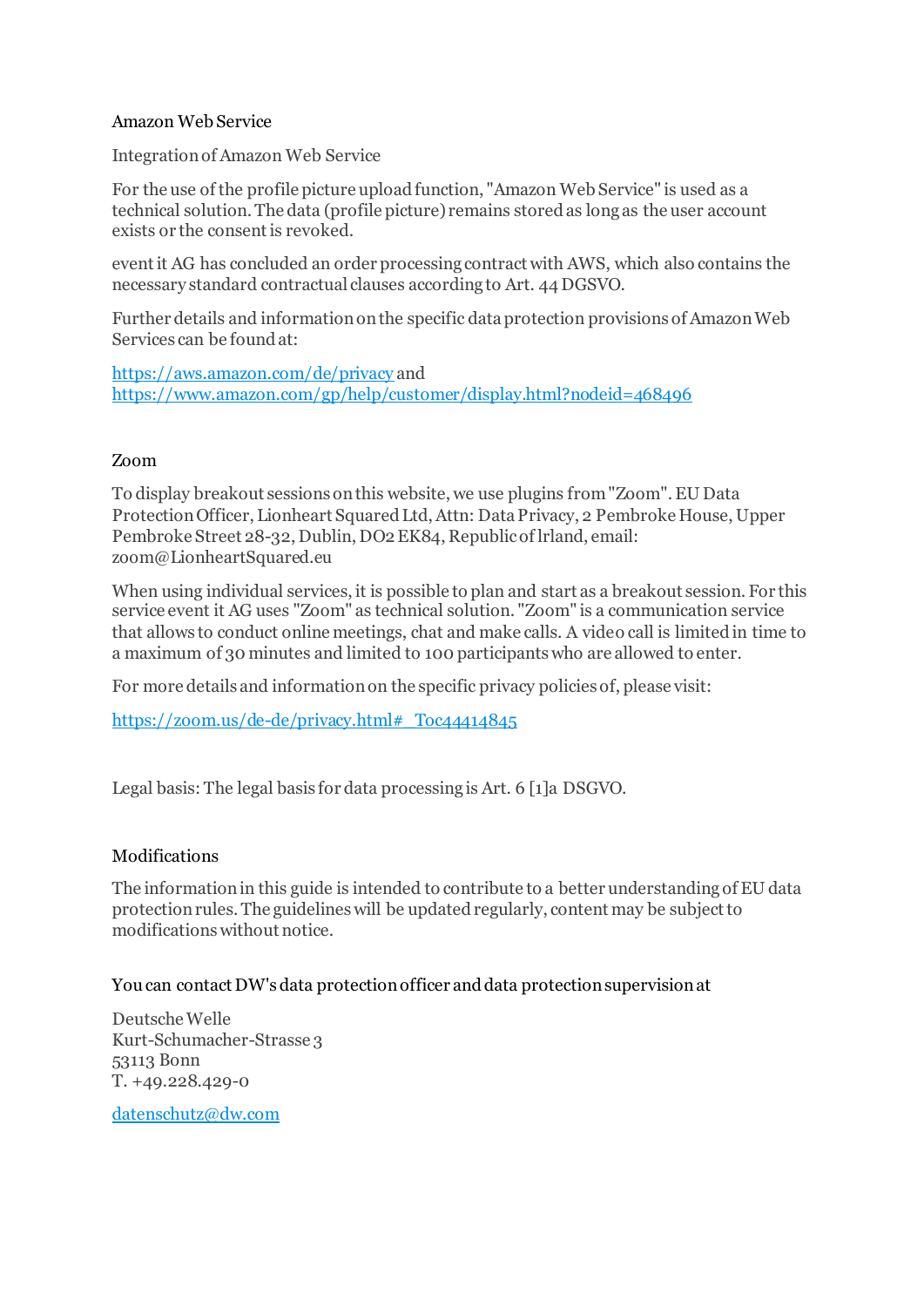## Amazon Web Service

Integration of Amazon Web Service

For the use of the profile picture upload function, "Amazon Web Service" is used as a technical solution. The data (profile picture) remains stored as long as the user account exists or the consent is revoked.

event it AG has concluded an order processing contract with AWS, which also contains the necessary standard contractual clauses according to Art. 44 DGSVO.

Further details and information on the specific data protection provisions of Amazon Web Services can be found at:

https://aws.amazon.com/de/privacy and
https://www.amazon.com/gp/help/customer/display.html?nodeid=468496

## Zoom

To display breakout sessions on this website, we use plugins from "Zoom". EU Data Protection Officer, Lionheart Squared Ltd, Attn: Data Privacy, 2 Pembroke House, Upper Pembroke Street 28-32, Dublin, DO2 EK84, Republic of lrland, email: zoom@LionheartSquared.eu

When using individual services, it is possible to plan and start as a breakout session. For this service event it AG uses "Zoom" as technical solution. "Zoom" is a communication service that allows to conduct online meetings, chat and make calls. A video call is limited in time to a maximum of 30 minutes and limited to 100 participants who are allowed to enter.

For more details and information on the specific privacy policies of, please visit:

https://zoom.us/de-de/privacy.html#_Toc44414845

Legal basis: The legal basis for data processing is Art. 6 [1]a DSGVO.

## Modifications

The information in this guide is intended to contribute to a better understanding of EU data protection rules. The guidelines will be updated regularly, content may be subject to modifications without notice.

### You can contact DW's data protection officer and data protection supervision at

Deutsche Welle
Kurt-Schumacher-Strasse 3
53113 Bonn
T. +49.228.429-0

datenschutz@dw.com